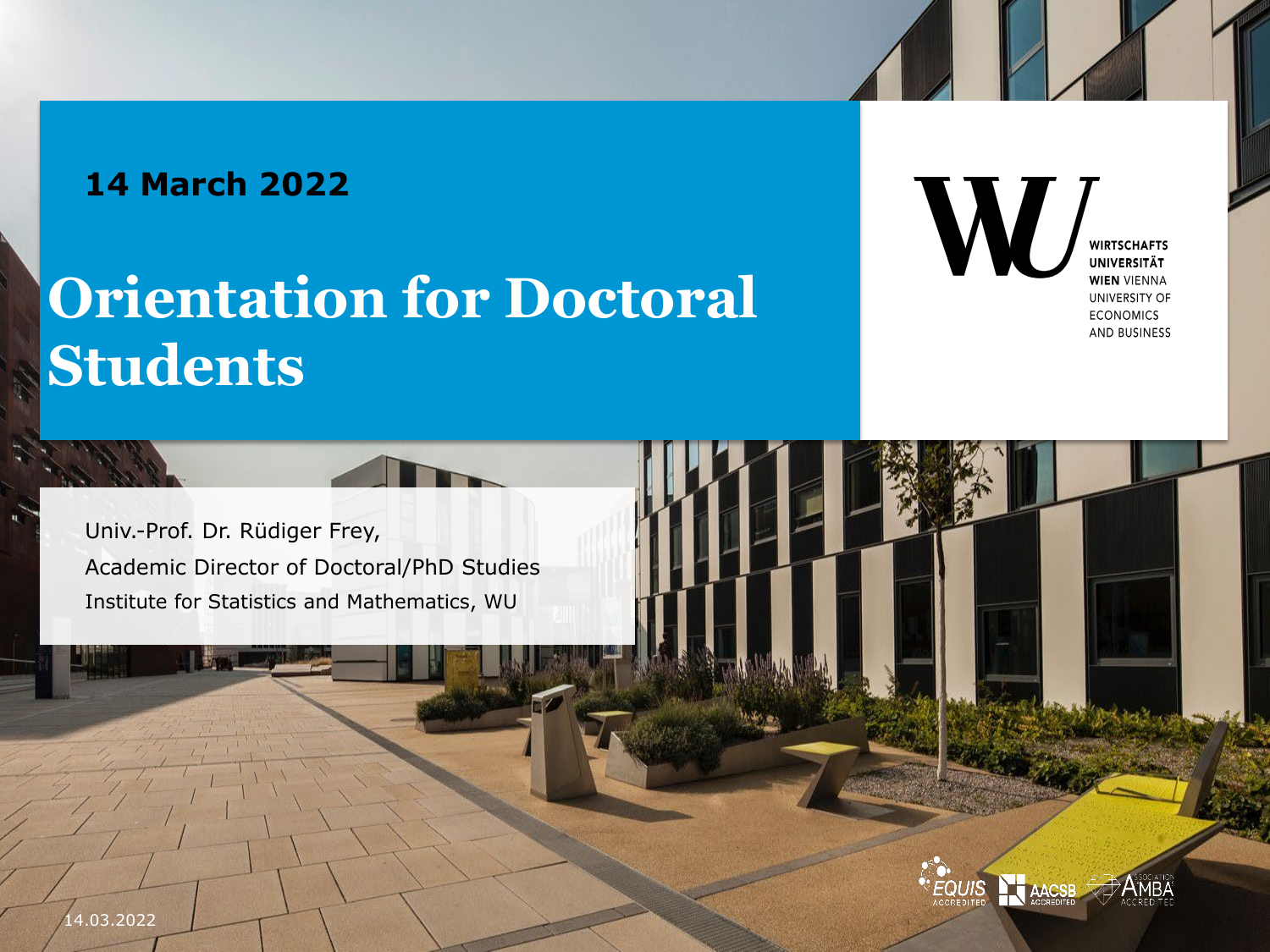**14 March 2022**

# Orientation for Doctoral Students

WIRTSCHAFTS UNIVERSITÄT WIEN VIENNA UNIVERSITY OF ECONOMICS AND BUSINESS

Univ.-Prof. Dr. Rüdiger Frey,
Academic Director of Doctoral/PhD Studies
Institute for Statistics and Mathematics, WU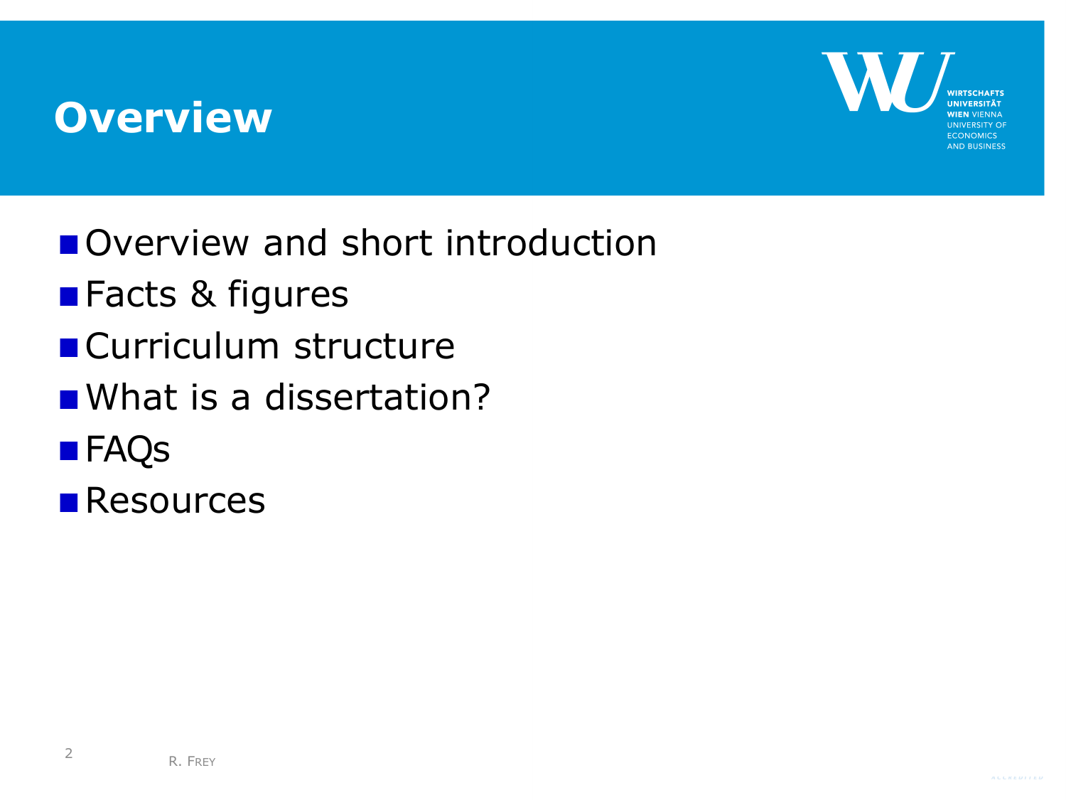# Overview

- Overview and short introduction
- Facts & figures
- Curriculum structure
- What is a dissertation?
- FAQs
- Resources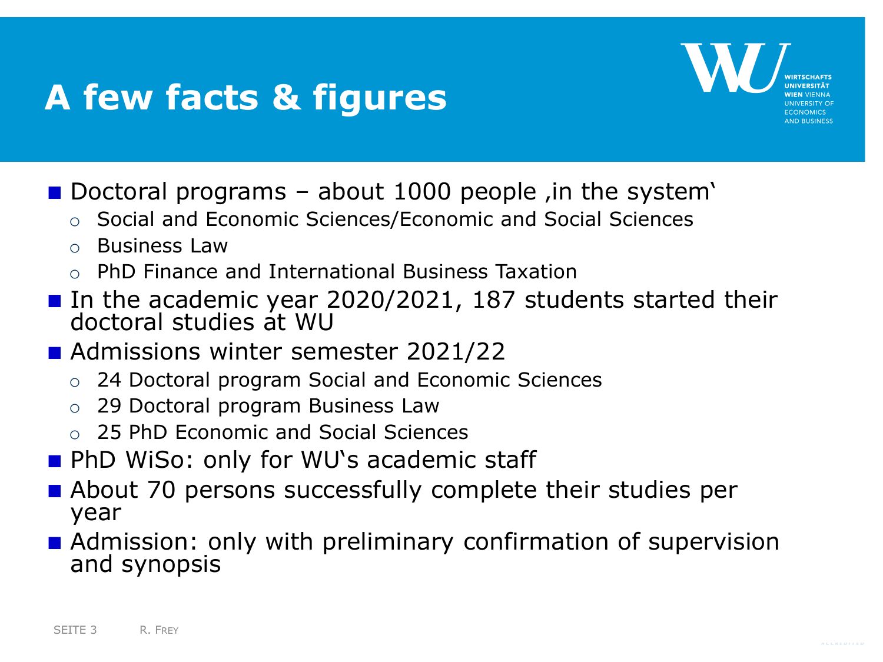# A few facts & figures

- Doctoral programs – about 1000 people ‚in the system'
  - Social and Economic Sciences/Economic and Social Sciences
  - Business Law
  - PhD Finance and International Business Taxation
- In the academic year 2020/2021, 187 students started their doctoral studies at WU
- Admissions winter semester 2021/22
  - 24 Doctoral program Social and Economic Sciences
  - 29 Doctoral program Business Law
  - 25 PhD Economic and Social Sciences
- PhD WiSo: only for WU's academic staff
- About 70 persons successfully complete their studies per year
- Admission: only with preliminary confirmation of supervision and synopsis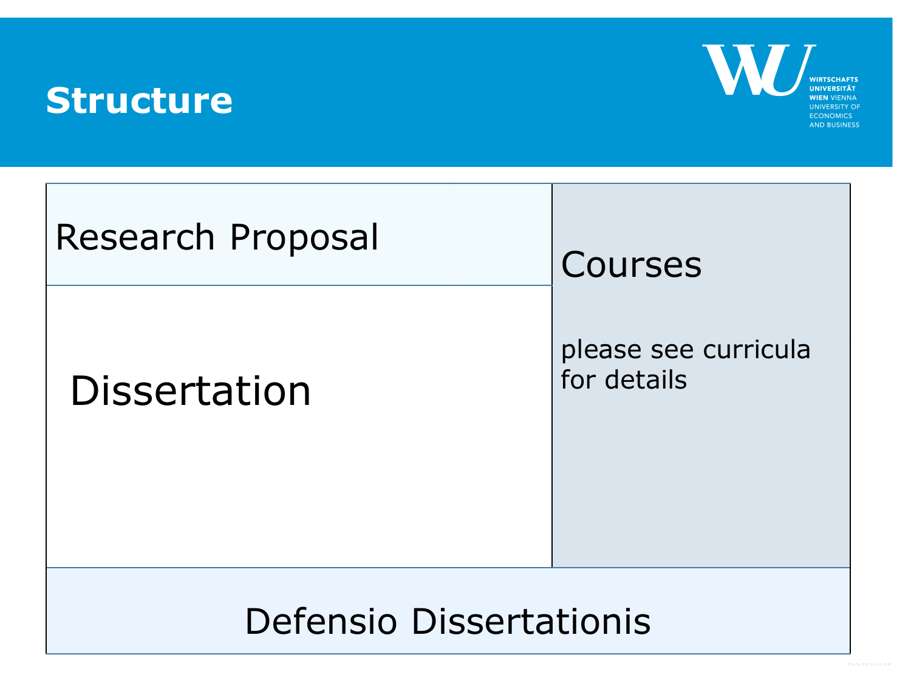# Structure

| Research Proposal | Courses |
| --- | --- |
| Dissertation | please see curricula for details |
| Defensio Dissertationis | |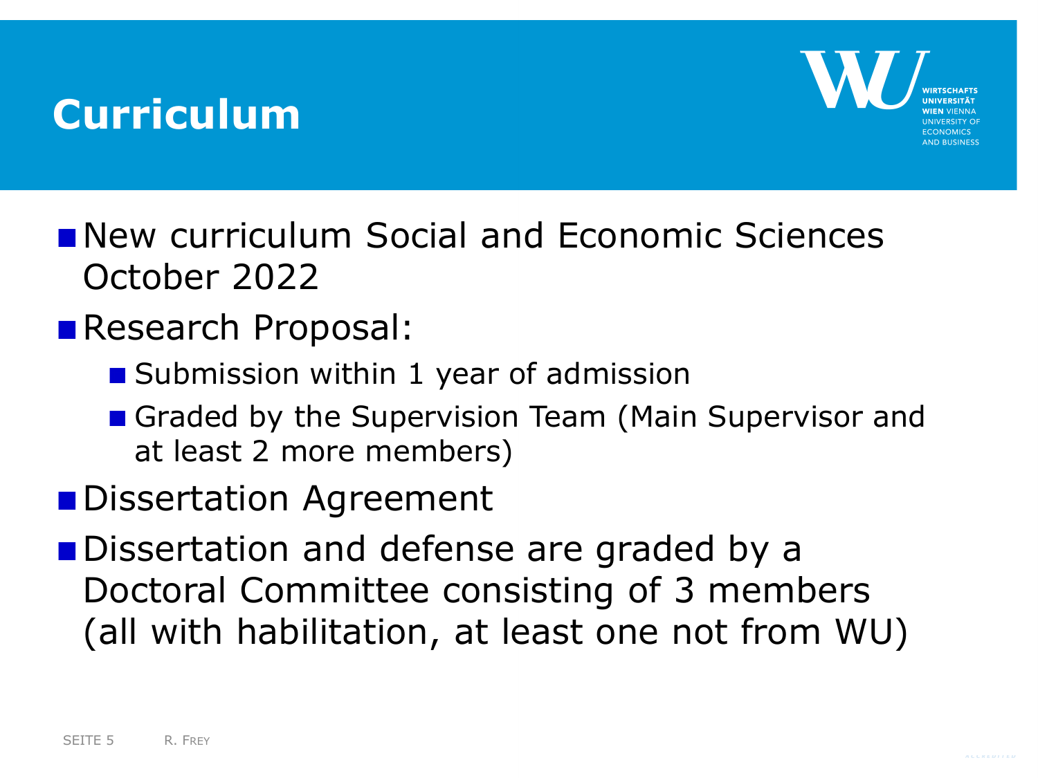# Curriculum

- New curriculum Social and Economic Sciences October 2022
- Research Proposal:
  - Submission within 1 year of admission
  - Graded by the Supervision Team (Main Supervisor and at least 2 more members)
- Dissertation Agreement
- Dissertation and defense are graded by a Doctoral Committee consisting of 3 members (all with habilitation, at least one not from WU)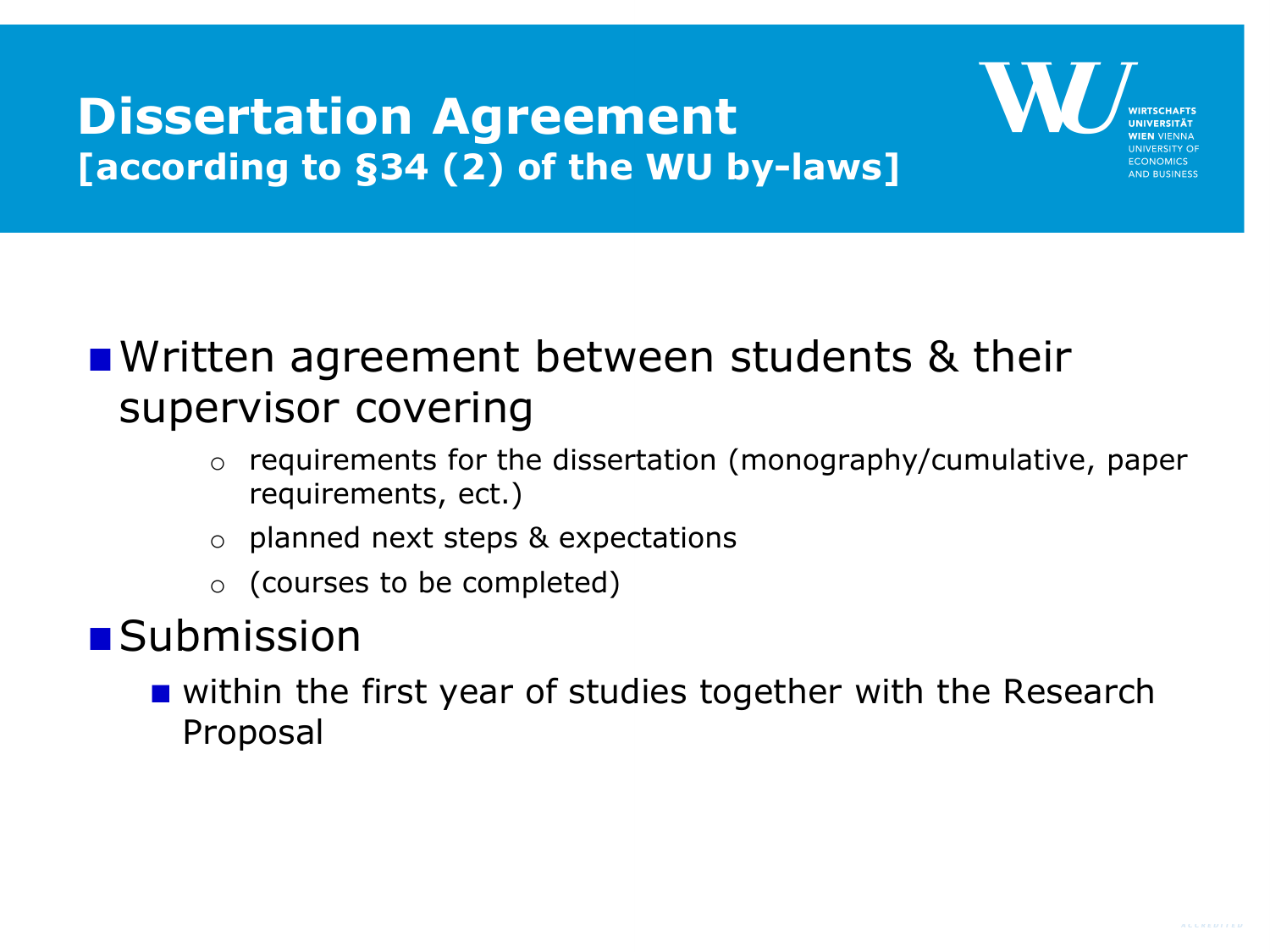# Dissertation Agreement
## [according to §34 (2) of the WU by-laws]

- Written agreement between students & their supervisor covering
  - requirements for the dissertation (monography/cumulative, paper requirements, ect.)
  - planned next steps & expectations
  - (courses to be completed)
- Submission
  - within the first year of studies together with the Research Proposal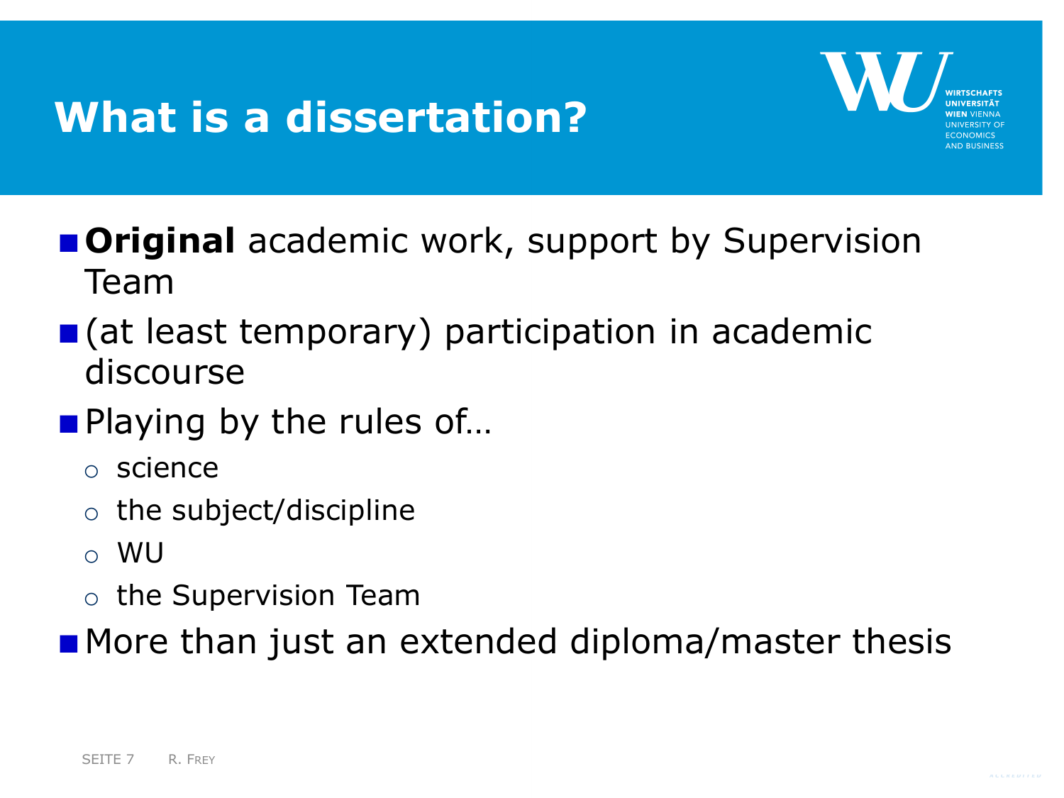# What is a dissertation?

- **Original** academic work, support by Supervision Team
- (at least temporary) participation in academic discourse
- Playing by the rules of…
  - science
  - the subject/discipline
  - WU
  - the Supervision Team
- More than just an extended diploma/master thesis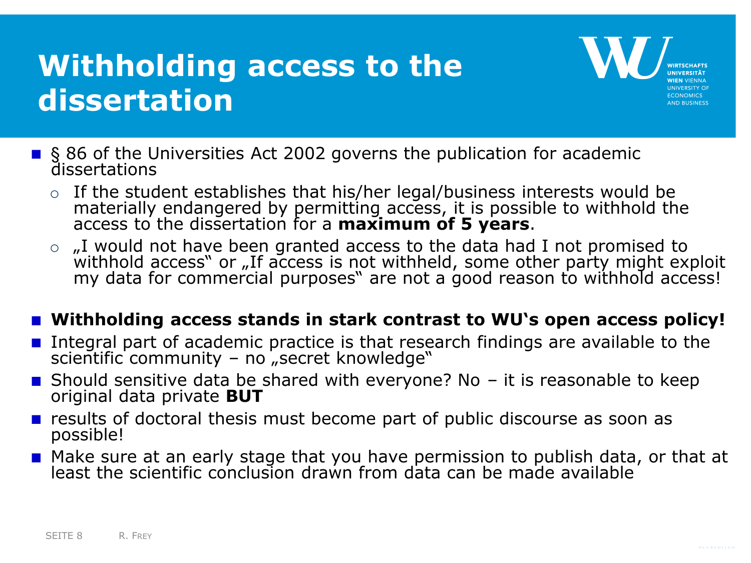# Withholding access to the dissertation

- § 86 of the Universities Act 2002 governs the publication for academic dissertations
  - If the student establishes that his/her legal/business interests would be materially endangered by permitting access, it is possible to withhold the access to the dissertation for a **maximum of 5 years**.
  - „I would not have been granted access to the data had I not promised to withhold access" or „If access is not withheld, some other party might exploit my data for commercial purposes" are not a good reason to withhold access!
- **Withholding access stands in stark contrast to WU's open access policy!**
- Integral part of academic practice is that research findings are available to the scientific community – no „secret knowledge"
- Should sensitive data be shared with everyone? No – it is reasonable to keep original data private **BUT**
- results of doctoral thesis must become part of public discourse as soon as possible!
- Make sure at an early stage that you have permission to publish data, or that at least the scientific conclusion drawn from data can be made available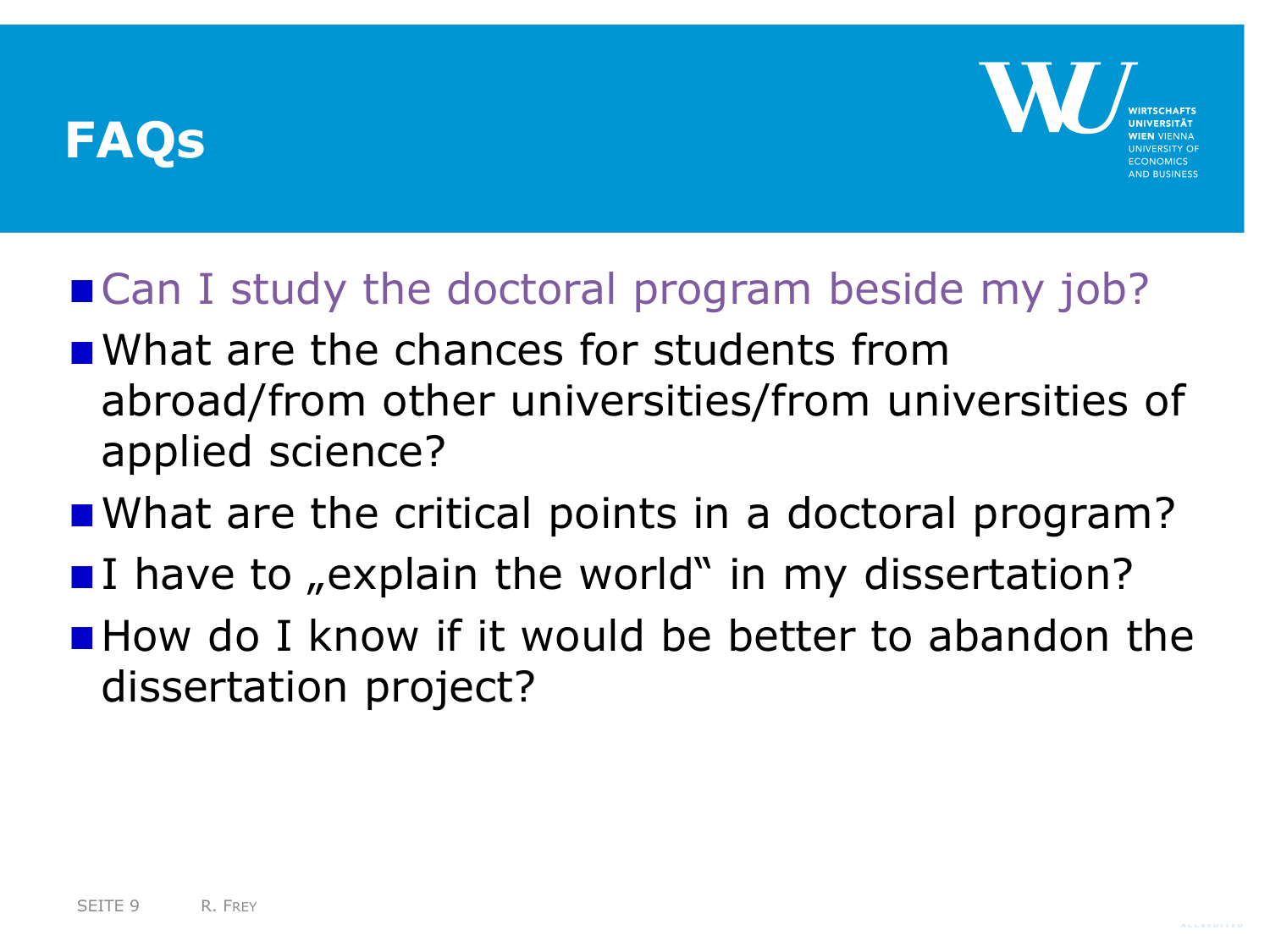# FAQs

- Can I study the doctoral program beside my job?
- What are the chances for students from abroad/from other universities/from universities of applied science?
- What are the critical points in a doctoral program?
- I have to „explain the world" in my dissertation?
- How do I know if it would be better to abandon the dissertation project?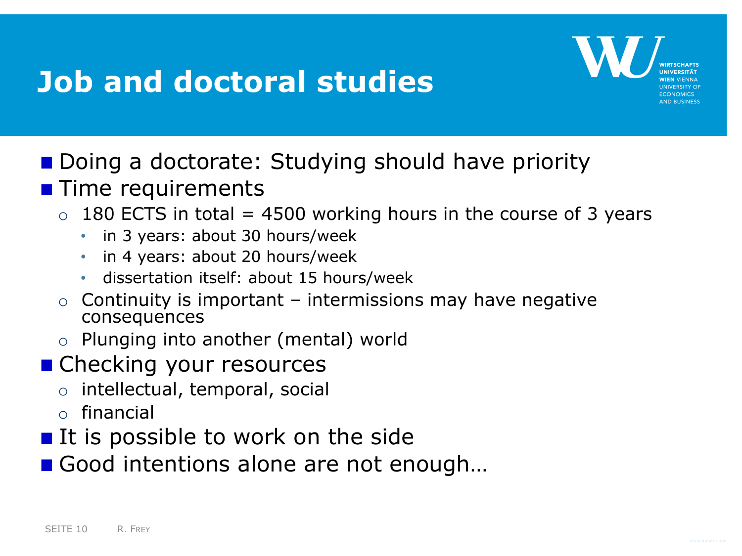# Job and doctoral studies

- Doing a doctorate: Studying should have priority
- Time requirements
  - 180 ECTS in total = 4500 working hours in the course of 3 years
    - in 3 years: about 30 hours/week
    - in 4 years: about 20 hours/week
    - dissertation itself: about 15 hours/week
  - Continuity is important – intermissions may have negative consequences
  - Plunging into another (mental) world
- Checking your resources
  - intellectual, temporal, social
  - financial
- It is possible to work on the side
- Good intentions alone are not enough…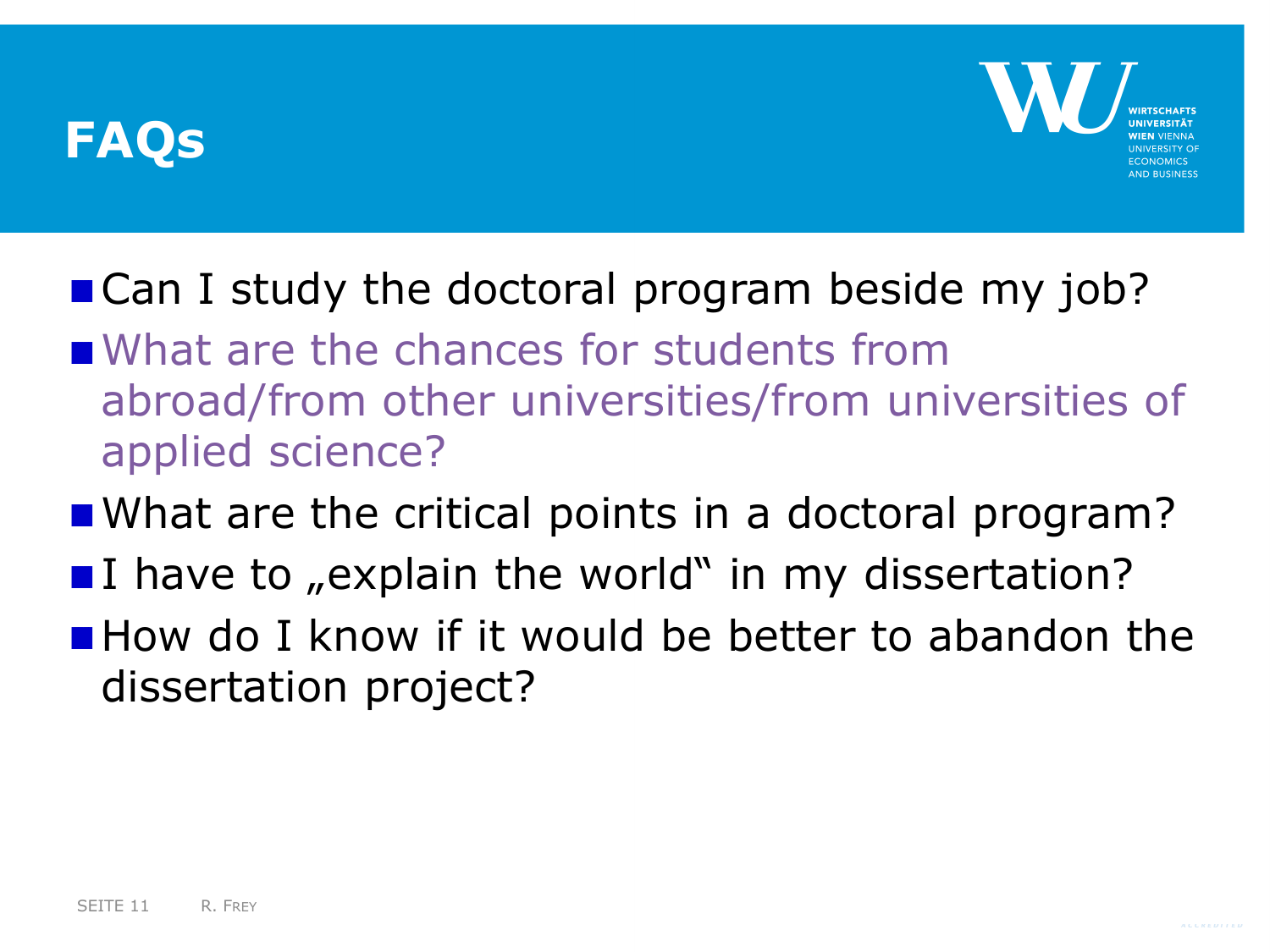# FAQs

- Can I study the doctoral program beside my job?
- What are the chances for students from abroad/from other universities/from universities of applied science?
- What are the critical points in a doctoral program?
- I have to „explain the world" in my dissertation?
- How do I know if it would be better to abandon the dissertation project?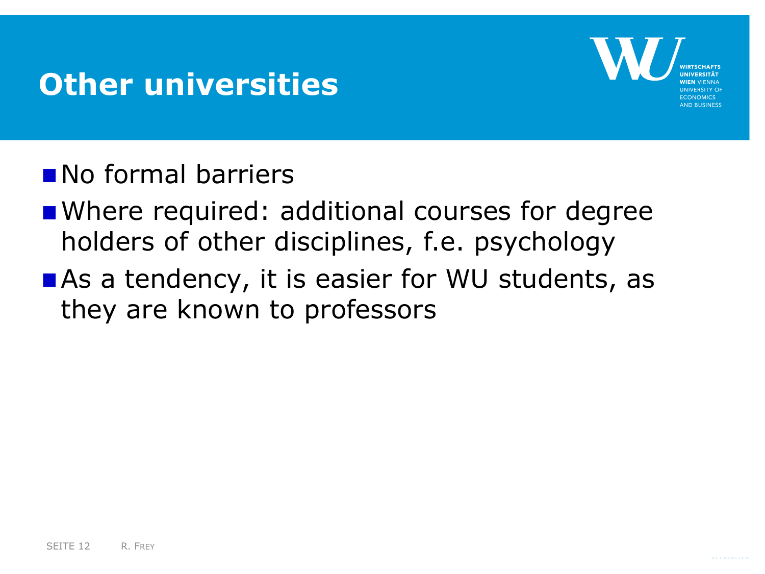# Other universities

- No formal barriers
- Where required: additional courses for degree holders of other disciplines, f.e. psychology
- As a tendency, it is easier for WU students, as they are known to professors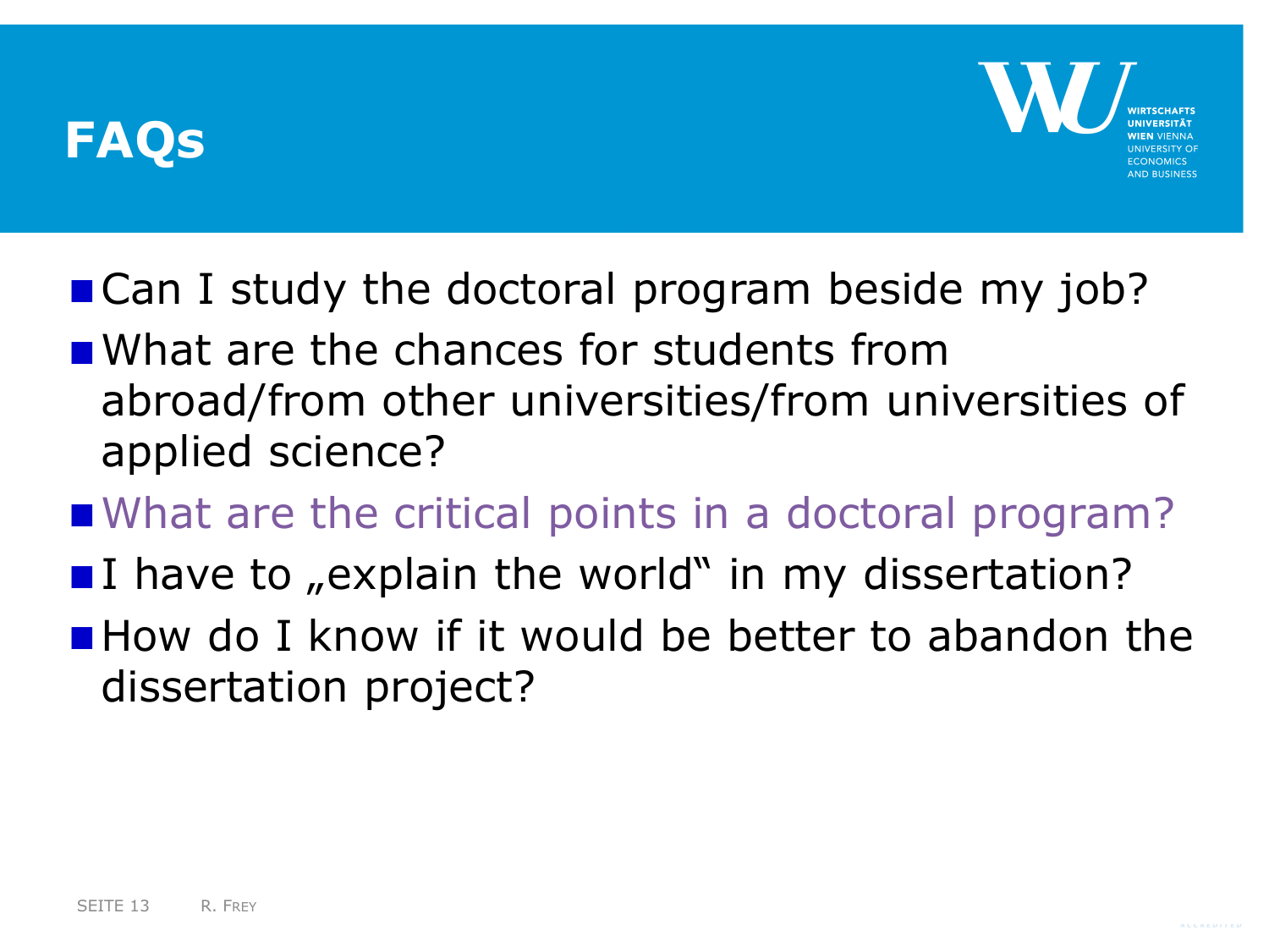# FAQs

- Can I study the doctoral program beside my job?
- What are the chances for students from abroad/from other universities/from universities of applied science?
- What are the critical points in a doctoral program?
- I have to „explain the world" in my dissertation?
- How do I know if it would be better to abandon the dissertation project?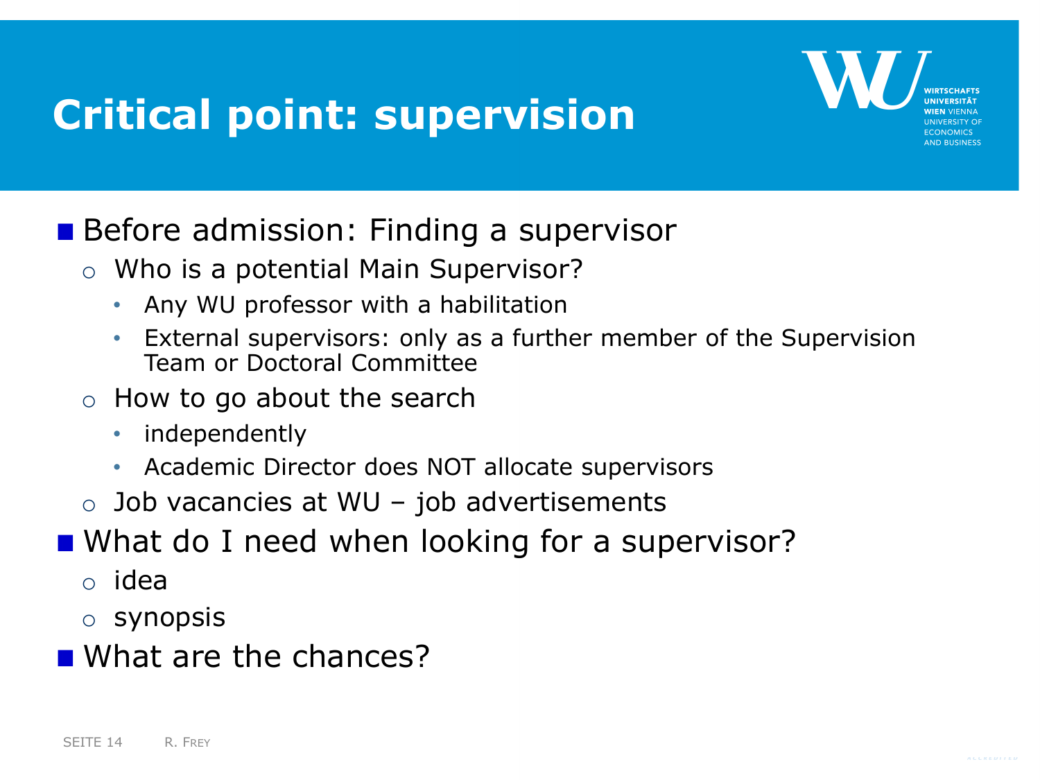# Critical point: supervision

- Before admission: Finding a supervisor
  - Who is a potential Main Supervisor?
    - Any WU professor with a habilitation
    - External supervisors: only as a further member of the Supervision Team or Doctoral Committee
  - How to go about the search
    - independently
    - Academic Director does NOT allocate supervisors
  - Job vacancies at WU – job advertisements
- What do I need when looking for a supervisor?
  - idea
  - synopsis
- What are the chances?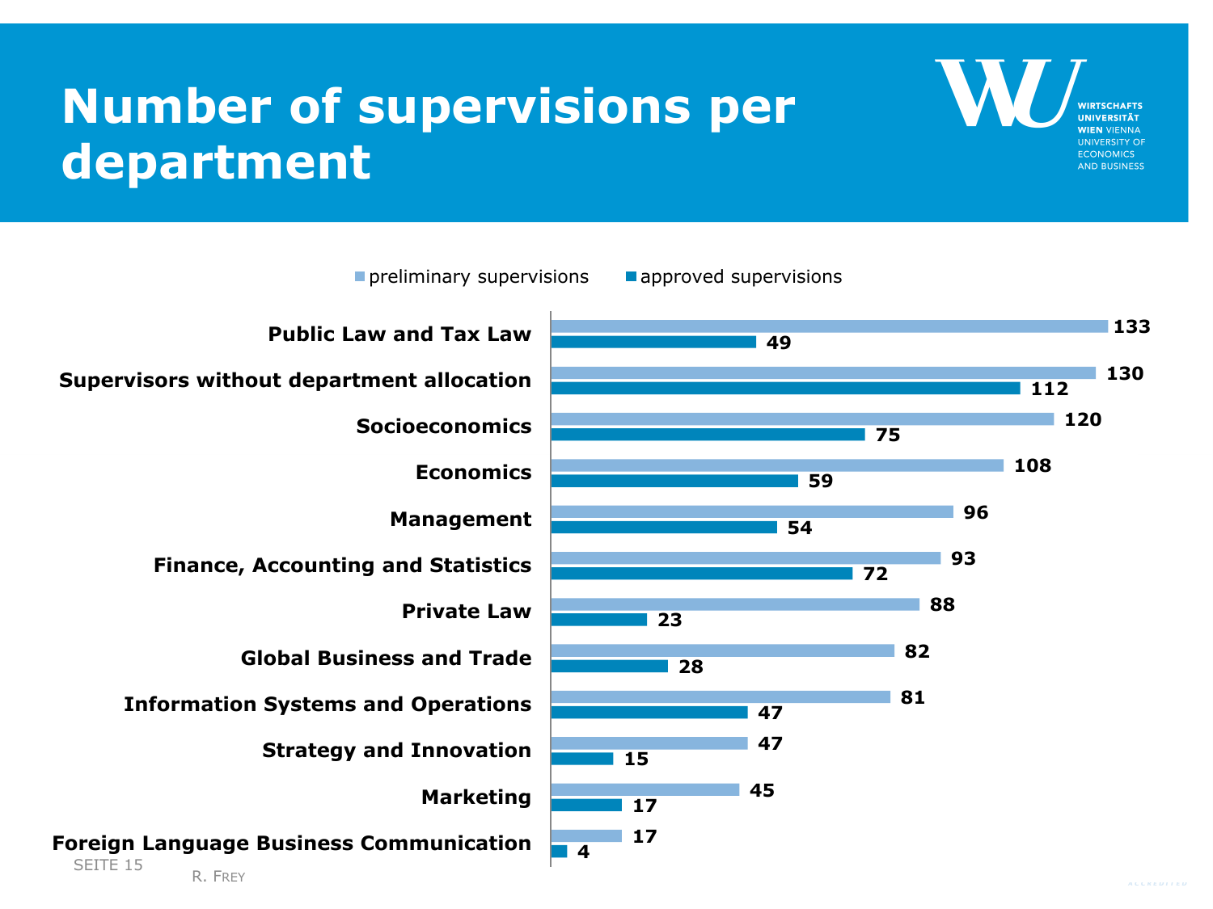# Number of supervisions per department

| Department | preliminary supervisions | approved supervisions |
|---|---|---|
| Public Law and Tax Law | 133 | 49 |
| Supervisors without department allocation | 130 | 112 |
| Socioeconomics | 120 | 75 |
| Economics | 108 | 59 |
| Management | 96 | 54 |
| Finance, Accounting and Statistics | 93 | 72 |
| Private Law | 88 | 23 |
| Global Business and Trade | 82 | 28 |
| Information Systems and Operations | 81 | 47 |
| Strategy and Innovation | 47 | 15 |
| Marketing | 45 | 17 |
| Foreign Language Business Communication | 17 | 4 |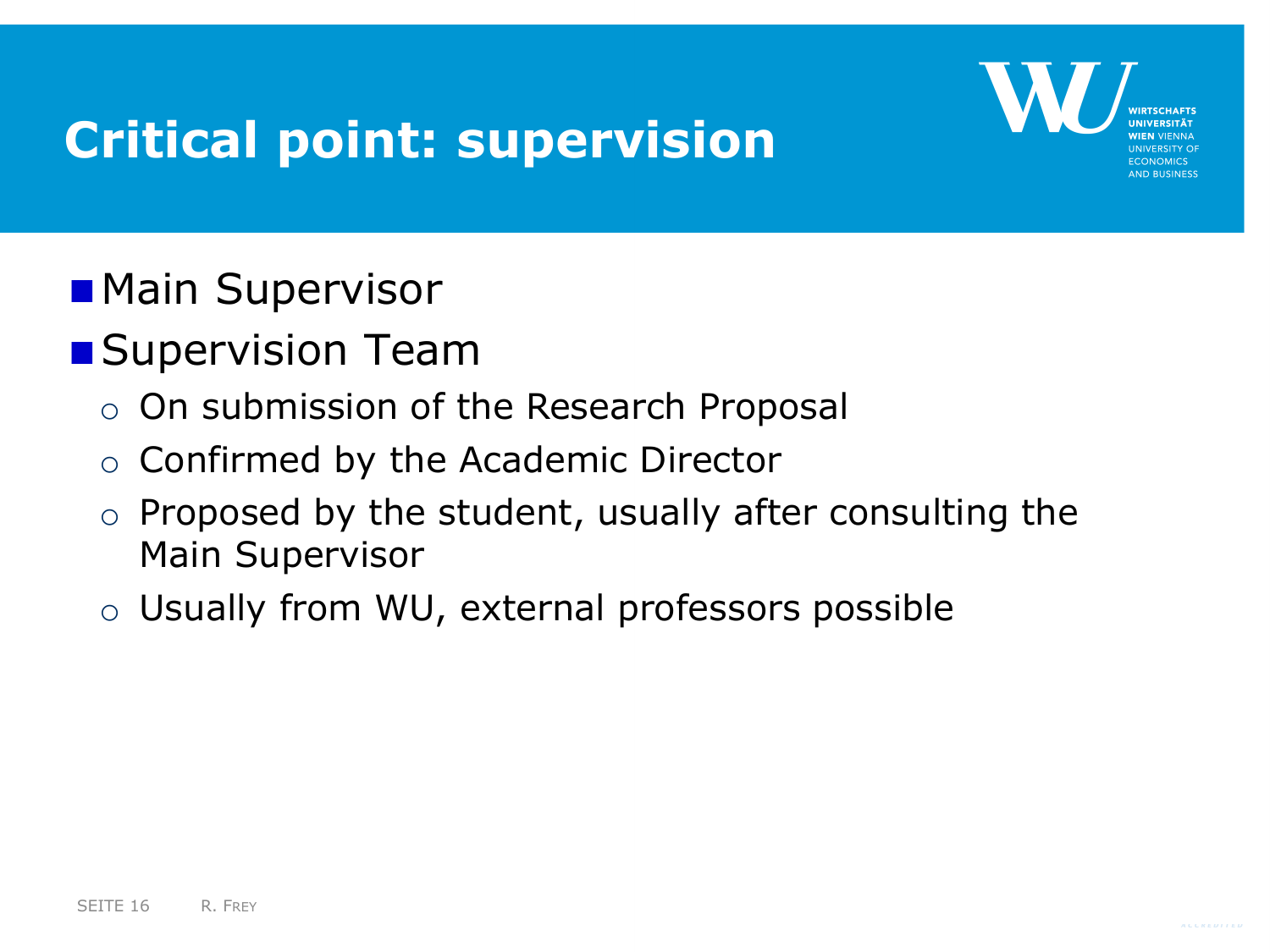# Critical point: supervision

- Main Supervisor
- Supervision Team
  - On submission of the Research Proposal
  - Confirmed by the Academic Director
  - Proposed by the student, usually after consulting the Main Supervisor
  - Usually from WU, external professors possible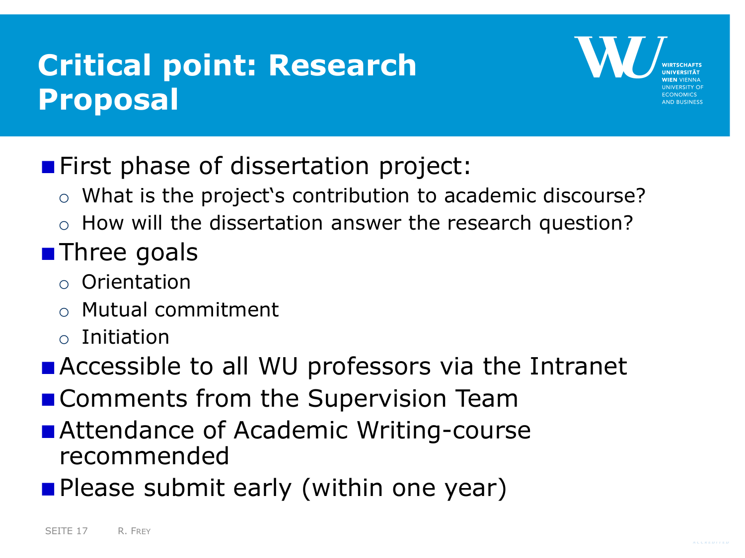# Critical point: Research Proposal

- First phase of dissertation project:
  - What is the project�to contribution to academic discourse?
  - How will the dissertation answer the research question?
- Three goals
  - Orientation
  - Mutual commitment
  - Initiation
- Accessible to all WU professors via the Intranet
- Comments from the Supervision Team
- Attendance of Academic Writing-course recommended
- Please submit early (within one year)

# Critical point: Research Proposal

- First phase of dissertation project:
  - What is the project‘s contribution to academic discourse?
  - How will the dissertation answer the research question?
- Three goals
  - Orientation
  - Mutual commitment
  - Initiation
- Accessible to all WU professors via the Intranet
- Comments from the Supervision Team
- Attendance of Academic Writing-course recommended
- Please submit early (within one year)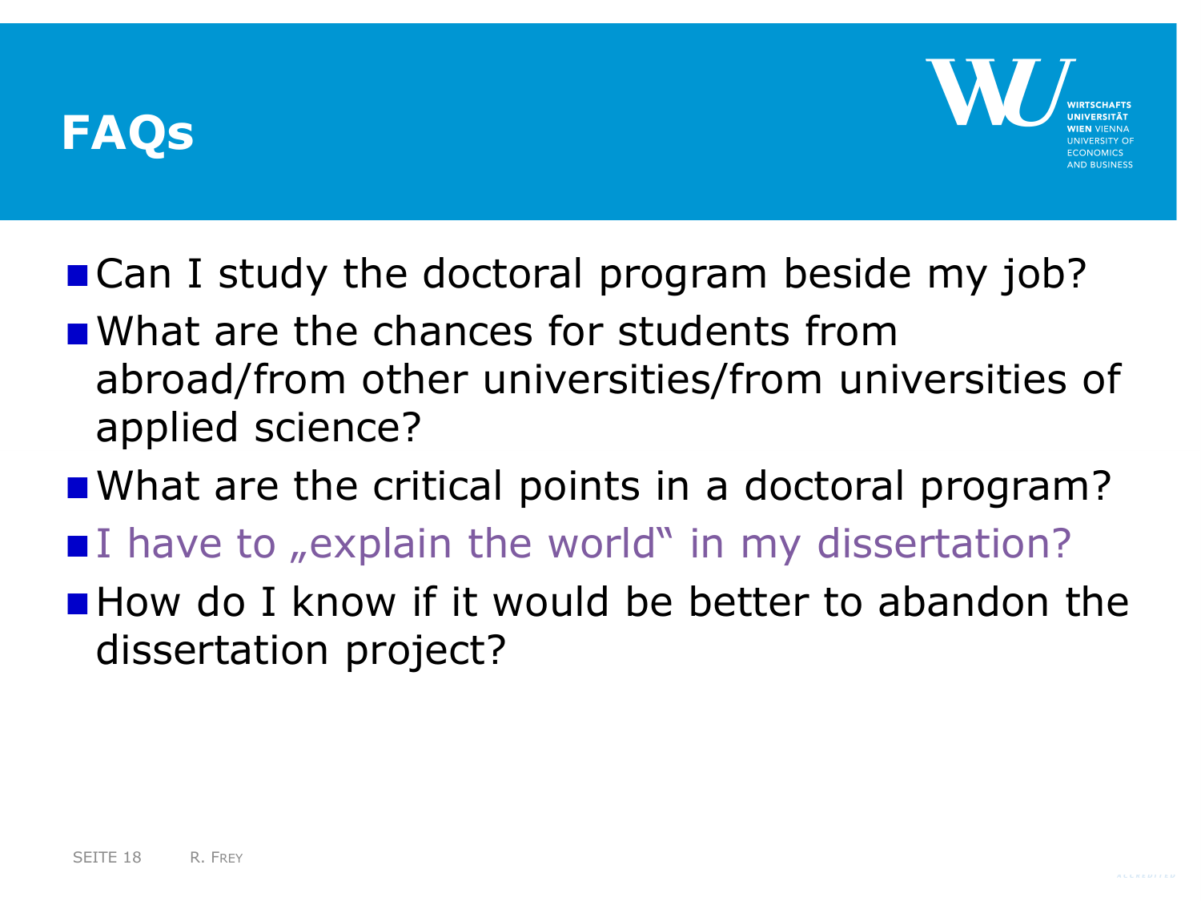# FAQs

- Can I study the doctoral program beside my job?
- What are the chances for students from abroad/from other universities/from universities of applied science?
- What are the critical points in a doctoral program?
- I have to „explain the world" in my dissertation?
- How do I know if it would be better to abandon the dissertation project?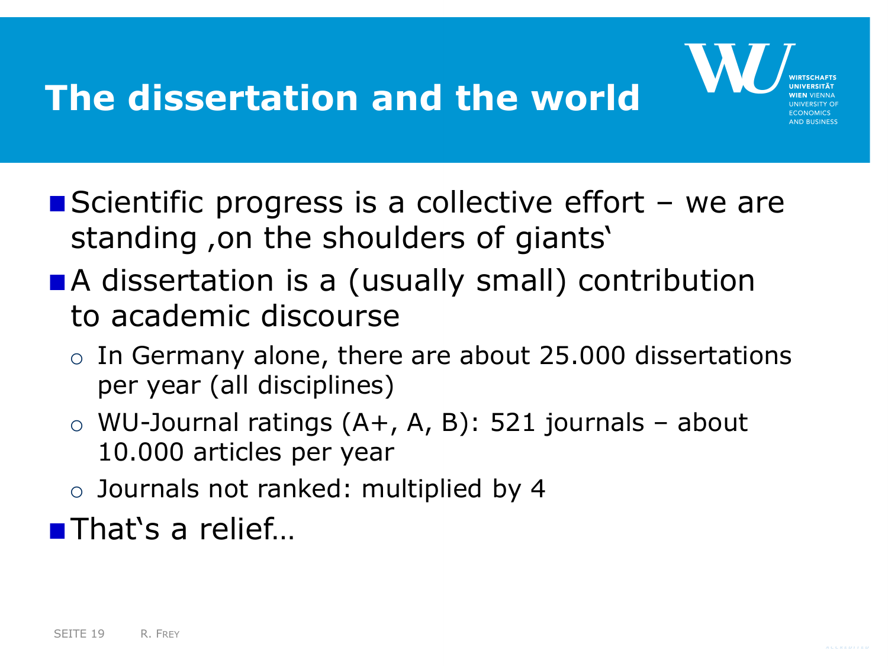# The dissertation and the world

- Scientific progress is a collective effort – we are standing ‚on the shoulders of giants'
- A dissertation is a (usually small) contribution to academic discourse
  - In Germany alone, there are about 25.000 dissertations per year (all disciplines)
  - WU-Journal ratings (A+, A, B): 521 journals – about 10.000 articles per year
  - Journals not ranked: multiplied by 4
- That's a relief…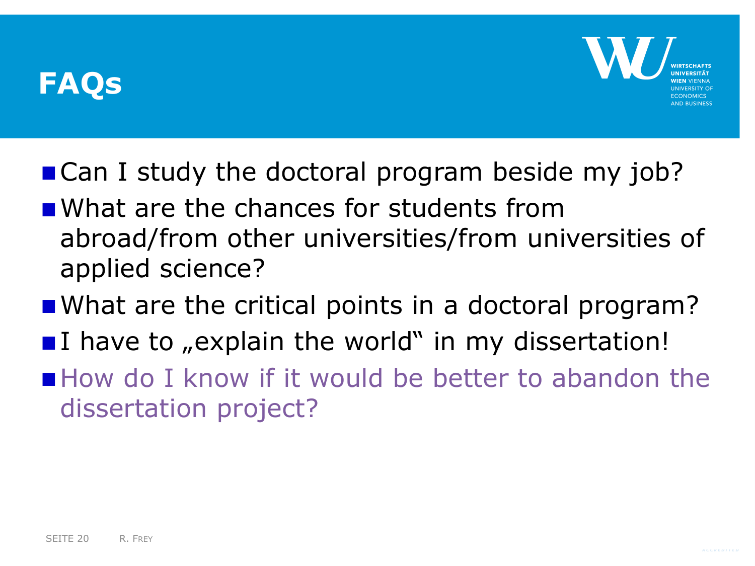# FAQs

- Can I study the doctoral program beside my job?
- What are the chances for students from abroad/from other universities/from universities of applied science?
- What are the critical points in a doctoral program?
- I have to „explain the world" in my dissertation!
- How do I know if it would be better to abandon the dissertation project?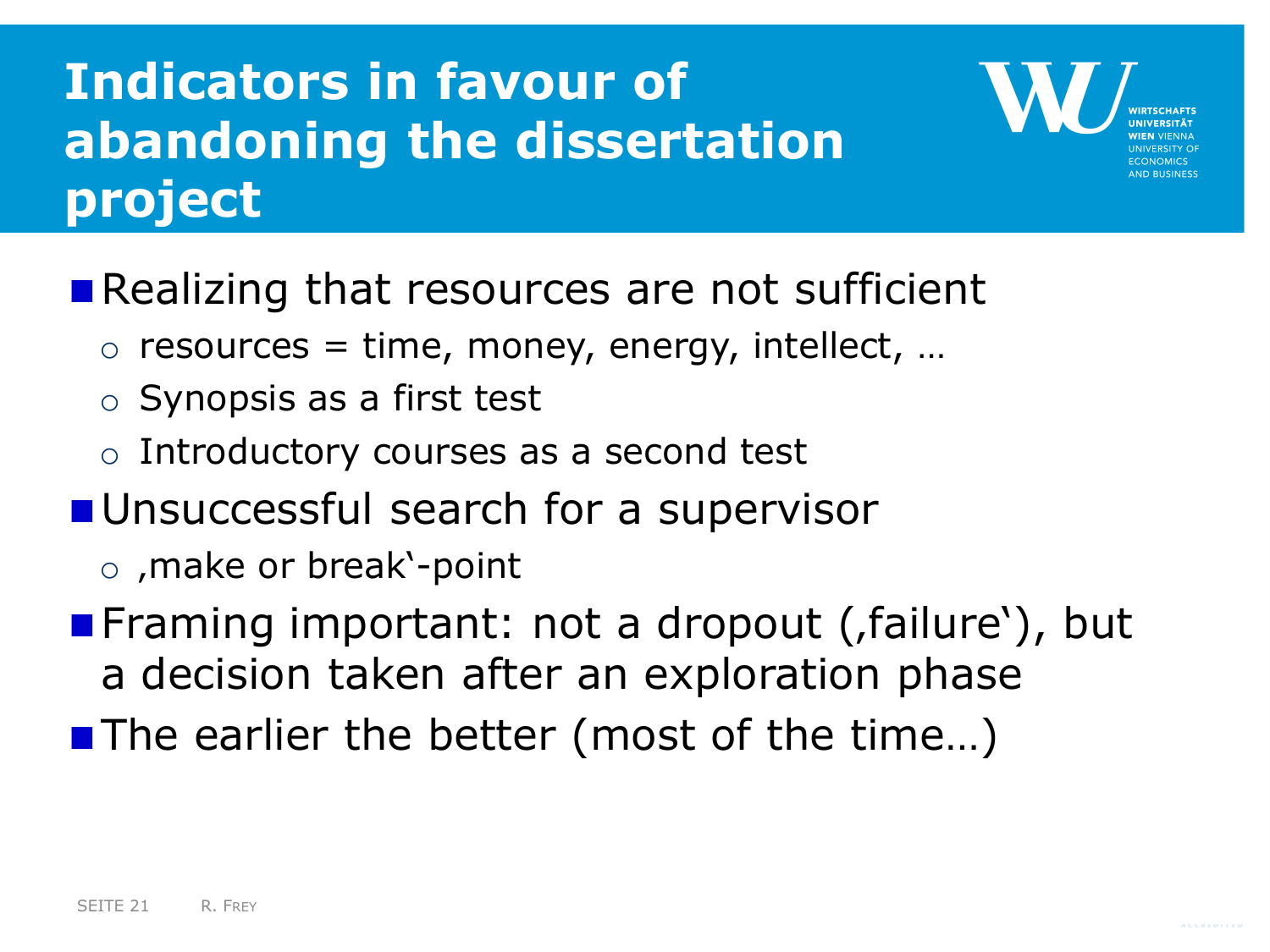# Indicators in favour of abandoning the dissertation project

- Realizing that resources are not sufficient
  - resources = time, money, energy, intellect, …
  - Synopsis as a first test
  - Introductory courses as a second test
- Unsuccessful search for a supervisor
  - ‚make or break'-point
- Framing important: not a dropout (‚failure'), but a decision taken after an exploration phase
- The earlier the better (most of the time…)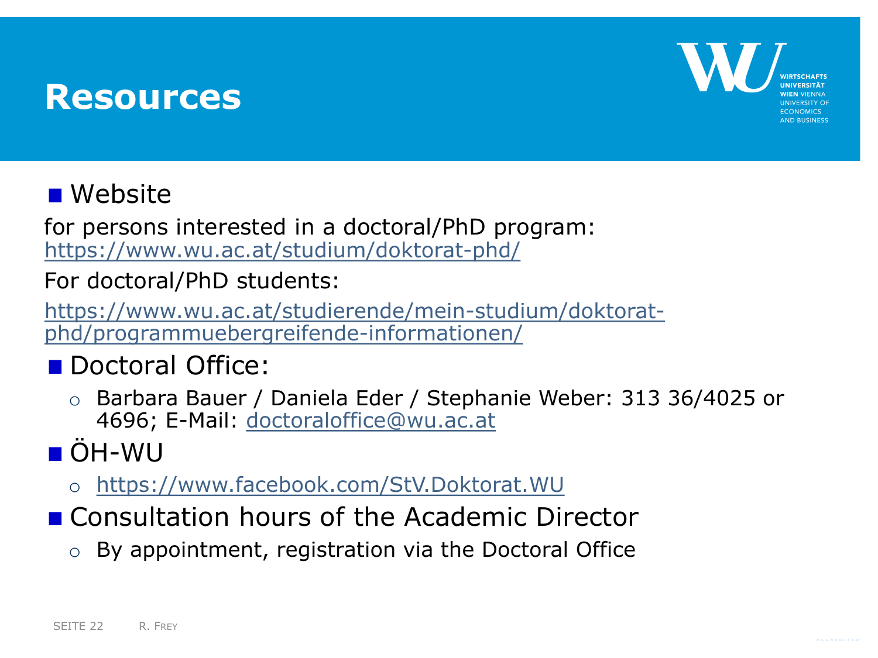# Resources

- Website

for persons interested in a doctoral/PhD program:
https://www.wu.ac.at/studium/doktorat-phd/

For doctoral/PhD students:

https://www.wu.ac.at/studierende/mein-studium/doktorat-phd/programmuebergreifende-informationen/

- Doctoral Office:
  - Barbara Bauer / Daniela Eder / Stephanie Weber: 313 36/4025 or 4696; E-Mail: doctoraloffice@wu.ac.at
- ÖH-WU
  - https://www.facebook.com/StV.Doktorat.WU
- Consultation hours of the Academic Director
  - By appointment, registration via the Doctoral Office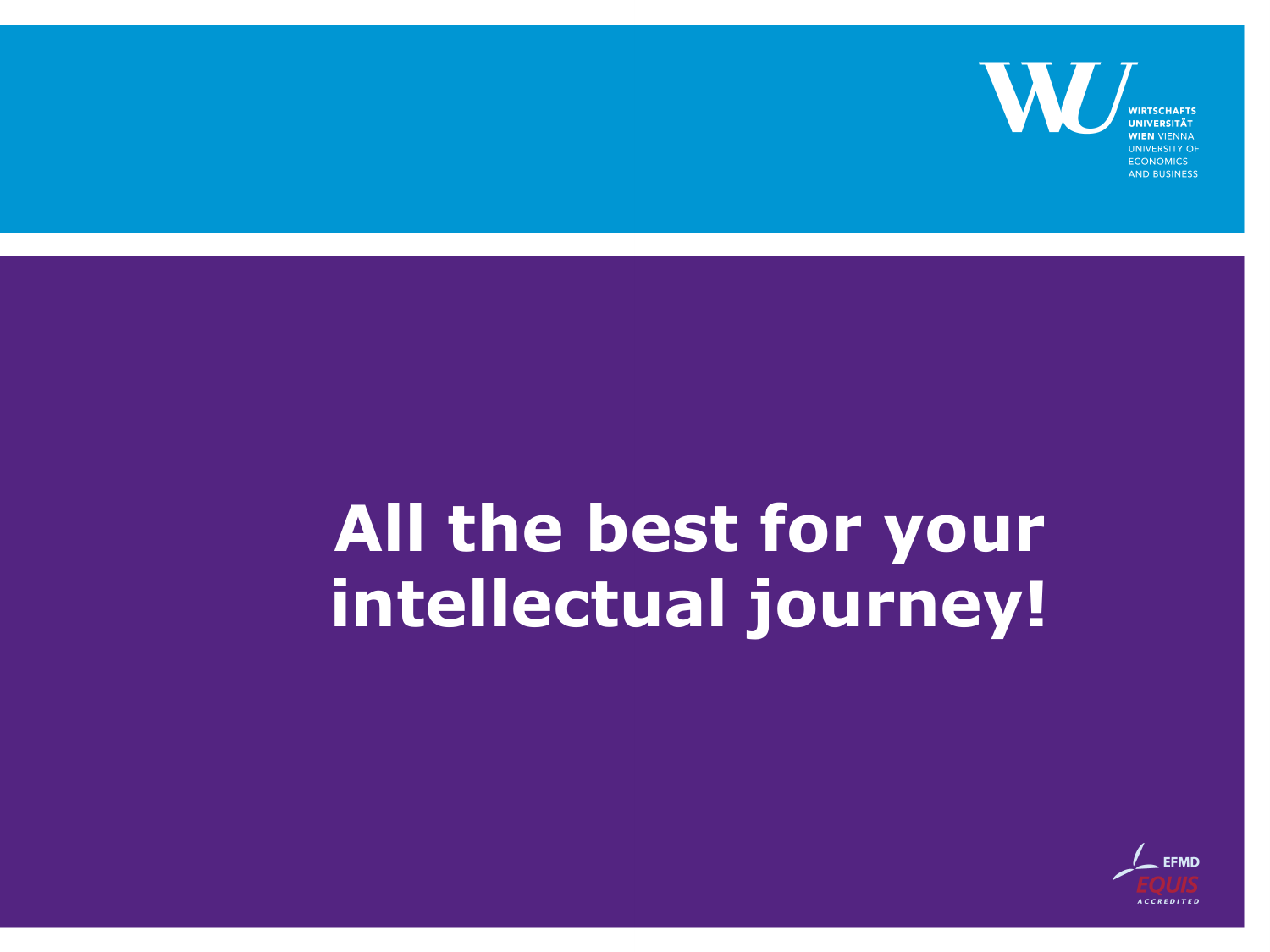WIRTSCHAFTS UNIVERSITÄT WIEN VIENNA UNIVERSITY OF ECONOMICS AND BUSINESS

# All the best for your intellectual journey!

EFMD EQUIS ACCREDITED